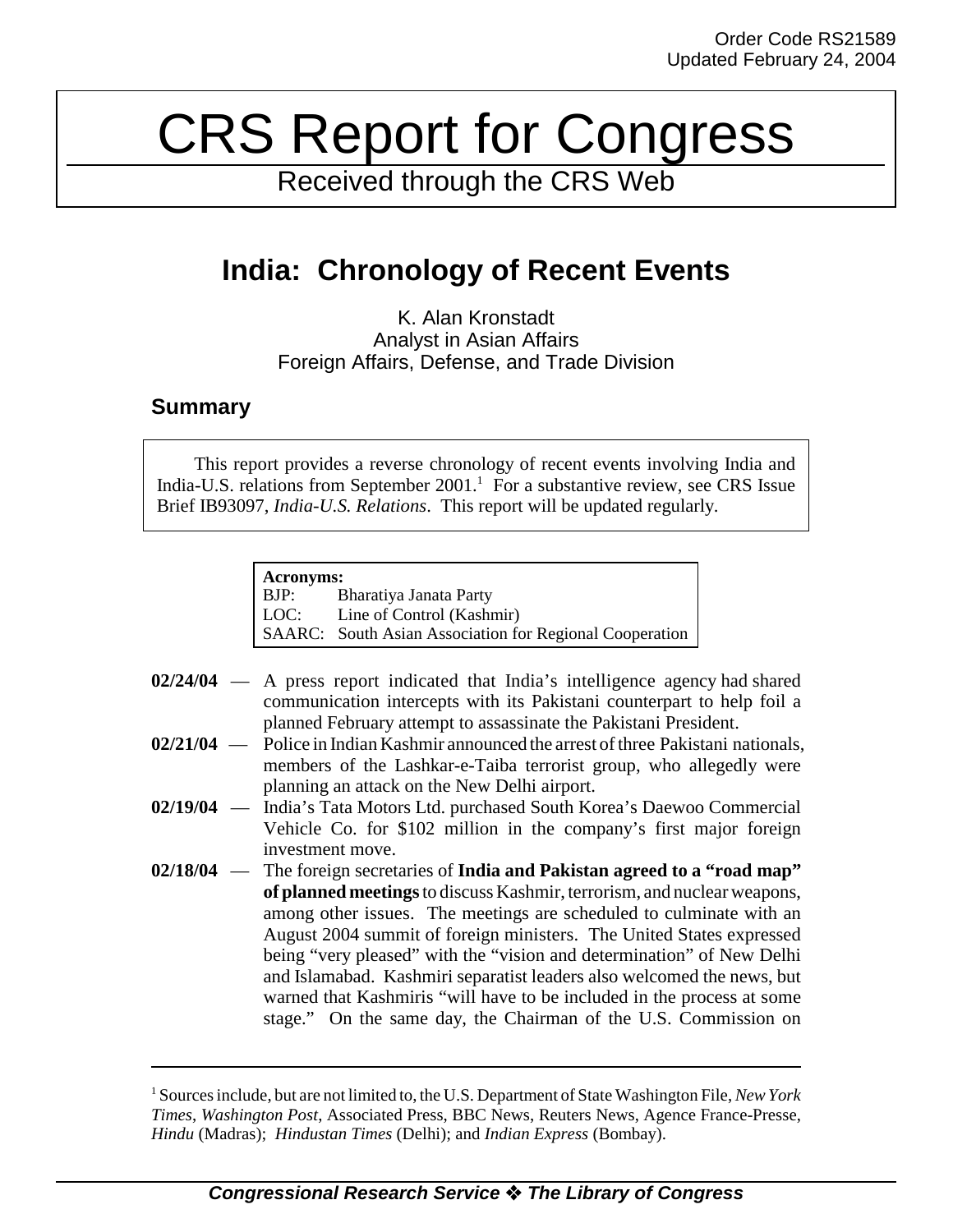Order Code RS21589
Updated February 24, 2004

# CRS Report for Congress

Received through the CRS Web

## India: Chronology of Recent Events

K. Alan Kronstadt
Analyst in Asian Affairs
Foreign Affairs, Defense, and Trade Division

### Summary

This report provides a reverse chronology of recent events involving India and India-U.S. relations from September 2001.[1] For a substantive review, see CRS Issue Brief IB93097, *India-U.S. Relations*. This report will be updated regularly.

**Acronyms:**
BJP: Bharatiya Janata Party
LOC: Line of Control (Kashmir)
SAARC: South Asian Association for Regional Cooperation

**02/24/04** — A press report indicated that India's intelligence agency had shared communication intercepts with its Pakistani counterpart to help foil a planned February attempt to assassinate the Pakistani President.

**02/21/04** — Police in Indian Kashmir announced the arrest of three Pakistani nationals, members of the Lashkar-e-Taiba terrorist group, who allegedly were planning an attack on the New Delhi airport.

**02/19/04** — India's Tata Motors Ltd. purchased South Korea's Daewoo Commercial Vehicle Co. for $102 million in the company's first major foreign investment move.

**02/18/04** — The foreign secretaries of **India and Pakistan agreed to a "road map" of planned meetings** to discuss Kashmir, terrorism, and nuclear weapons, among other issues. The meetings are scheduled to culminate with an August 2004 summit of foreign ministers. The United States expressed being "very pleased" with the "vision and determination" of New Delhi and Islamabad. Kashmiri separatist leaders also welcomed the news, but warned that Kashmiris "will have to be included in the process at some stage." On the same day, the Chairman of the U.S. Commission on

---

[1] Sources include, but are not limited to, the U.S. Department of State Washington File, *New York Times*, *Washington Post*, Associated Press, BBC News, Reuters News, Agence France-Presse, *Hindu* (Madras); *Hindustan Times* (Delhi); and *Indian Express* (Bombay).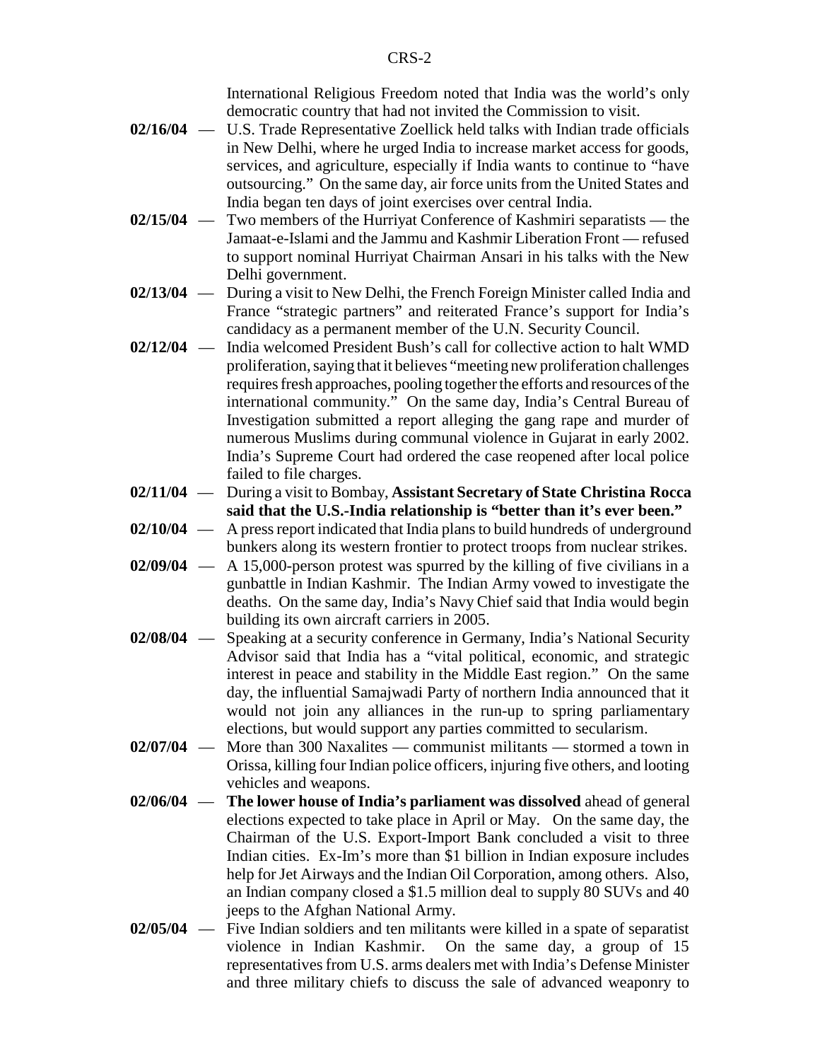International Religious Freedom noted that India was the world's only democratic country that had not invited the Commission to visit.

**02/16/04** — U.S. Trade Representative Zoellick held talks with Indian trade officials in New Delhi, where he urged India to increase market access for goods, services, and agriculture, especially if India wants to continue to "have outsourcing." On the same day, air force units from the United States and India began ten days of joint exercises over central India.

**02/15/04** — Two members of the Hurriyat Conference of Kashmiri separatists — the Jamaat-e-Islami and the Jammu and Kashmir Liberation Front — refused to support nominal Hurriyat Chairman Ansari in his talks with the New Delhi government.

**02/13/04** — During a visit to New Delhi, the French Foreign Minister called India and France "strategic partners" and reiterated France's support for India's candidacy as a permanent member of the U.N. Security Council.

**02/12/04** — India welcomed President Bush's call for collective action to halt WMD proliferation, saying that it believes "meeting new proliferation challenges requires fresh approaches, pooling together the efforts and resources of the international community." On the same day, India's Central Bureau of Investigation submitted a report alleging the gang rape and murder of numerous Muslims during communal violence in Gujarat in early 2002. India's Supreme Court had ordered the case reopened after local police failed to file charges.

**02/11/04** — During a visit to Bombay, **Assistant Secretary of State Christina Rocca said that the U.S.-India relationship is "better than it's ever been."**

**02/10/04** — A press report indicated that India plans to build hundreds of underground bunkers along its western frontier to protect troops from nuclear strikes.

**02/09/04** — A 15,000-person protest was spurred by the killing of five civilians in a gunbattle in Indian Kashmir. The Indian Army vowed to investigate the deaths. On the same day, India's Navy Chief said that India would begin building its own aircraft carriers in 2005.

**02/08/04** — Speaking at a security conference in Germany, India's National Security Advisor said that India has a "vital political, economic, and strategic interest in peace and stability in the Middle East region." On the same day, the influential Samajwadi Party of northern India announced that it would not join any alliances in the run-up to spring parliamentary elections, but would support any parties committed to secularism.

**02/07/04** — More than 300 Naxalites — communist militants — stormed a town in Orissa, killing four Indian police officers, injuring five others, and looting vehicles and weapons.

**02/06/04** — **The lower house of India's parliament was dissolved** ahead of general elections expected to take place in April or May. On the same day, the Chairman of the U.S. Export-Import Bank concluded a visit to three Indian cities. Ex-Im's more than $1 billion in Indian exposure includes help for Jet Airways and the Indian Oil Corporation, among others. Also, an Indian company closed a $1.5 million deal to supply 80 SUVs and 40 jeeps to the Afghan National Army.

**02/05/04** — Five Indian soldiers and ten militants were killed in a spate of separatist violence in Indian Kashmir. On the same day, a group of 15 representatives from U.S. arms dealers met with India's Defense Minister and three military chiefs to discuss the sale of advanced weaponry to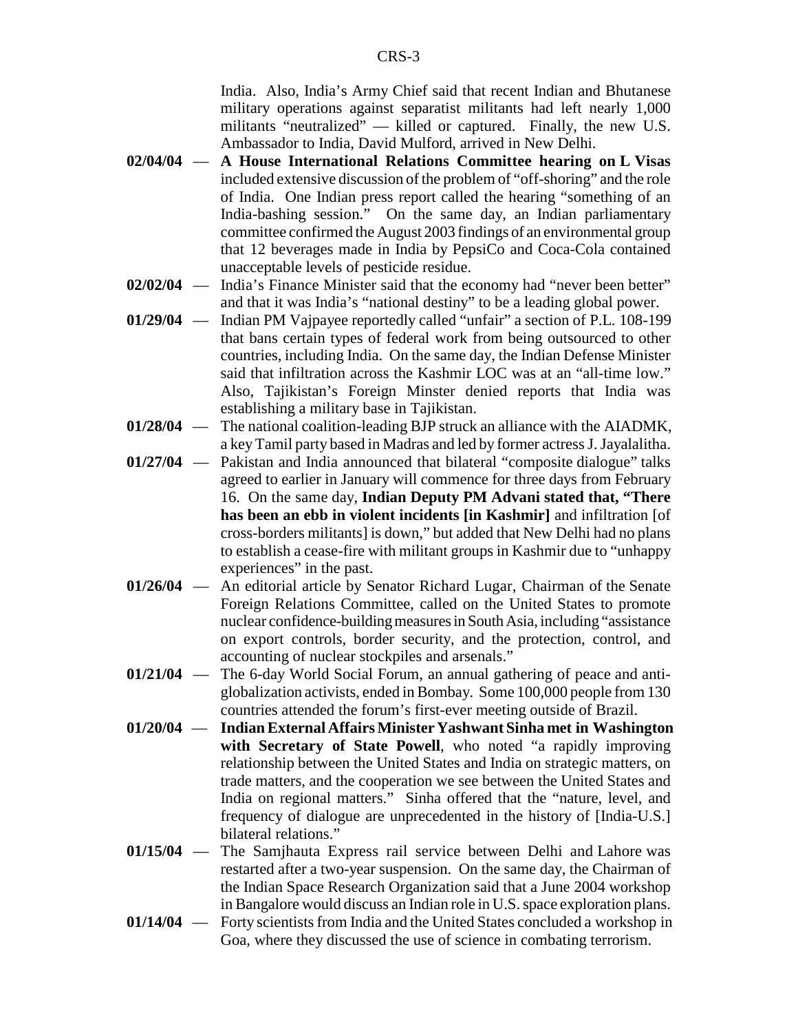India. Also, India's Army Chief said that recent Indian and Bhutanese military operations against separatist militants had left nearly 1,000 militants "neutralized" — killed or captured. Finally, the new U.S. Ambassador to India, David Mulford, arrived in New Delhi.

**02/04/04** — **A House International Relations Committee hearing on L Visas** included extensive discussion of the problem of "off-shoring" and the role of India. One Indian press report called the hearing "something of an India-bashing session." On the same day, an Indian parliamentary committee confirmed the August 2003 findings of an environmental group that 12 beverages made in India by PepsiCo and Coca-Cola contained unacceptable levels of pesticide residue.

**02/02/04** — India's Finance Minister said that the economy had "never been better" and that it was India's "national destiny" to be a leading global power.

**01/29/04** — Indian PM Vajpayee reportedly called "unfair" a section of P.L. 108-199 that bans certain types of federal work from being outsourced to other countries, including India. On the same day, the Indian Defense Minister said that infiltration across the Kashmir LOC was at an "all-time low." Also, Tajikistan's Foreign Minster denied reports that India was establishing a military base in Tajikistan.

**01/28/04** — The national coalition-leading BJP struck an alliance with the AIADMK, a key Tamil party based in Madras and led by former actress J. Jayalalitha.

**01/27/04** — Pakistan and India announced that bilateral "composite dialogue" talks agreed to earlier in January will commence for three days from February 16. On the same day, **Indian Deputy PM Advani stated that, "There has been an ebb in violent incidents [in Kashmir]** and infiltration [of cross-borders militants] is down," but added that New Delhi had no plans to establish a cease-fire with militant groups in Kashmir due to "unhappy experiences" in the past.

**01/26/04** — An editorial article by Senator Richard Lugar, Chairman of the Senate Foreign Relations Committee, called on the United States to promote nuclear confidence-building measures in South Asia, including "assistance on export controls, border security, and the protection, control, and accounting of nuclear stockpiles and arsenals."

**01/21/04** — The 6-day World Social Forum, an annual gathering of peace and anti-globalization activists, ended in Bombay. Some 100,000 people from 130 countries attended the forum's first-ever meeting outside of Brazil.

**01/20/04** — **Indian External Affairs Minister Yashwant Sinha met in Washington with Secretary of State Powell**, who noted "a rapidly improving relationship between the United States and India on strategic matters, on trade matters, and the cooperation we see between the United States and India on regional matters." Sinha offered that the "nature, level, and frequency of dialogue are unprecedented in the history of [India-U.S.] bilateral relations."

**01/15/04** — The Samjhauta Express rail service between Delhi and Lahore was restarted after a two-year suspension. On the same day, the Chairman of the Indian Space Research Organization said that a June 2004 workshop in Bangalore would discuss an Indian role in U.S. space exploration plans.

**01/14/04** — Forty scientists from India and the United States concluded a workshop in Goa, where they discussed the use of science in combating terrorism.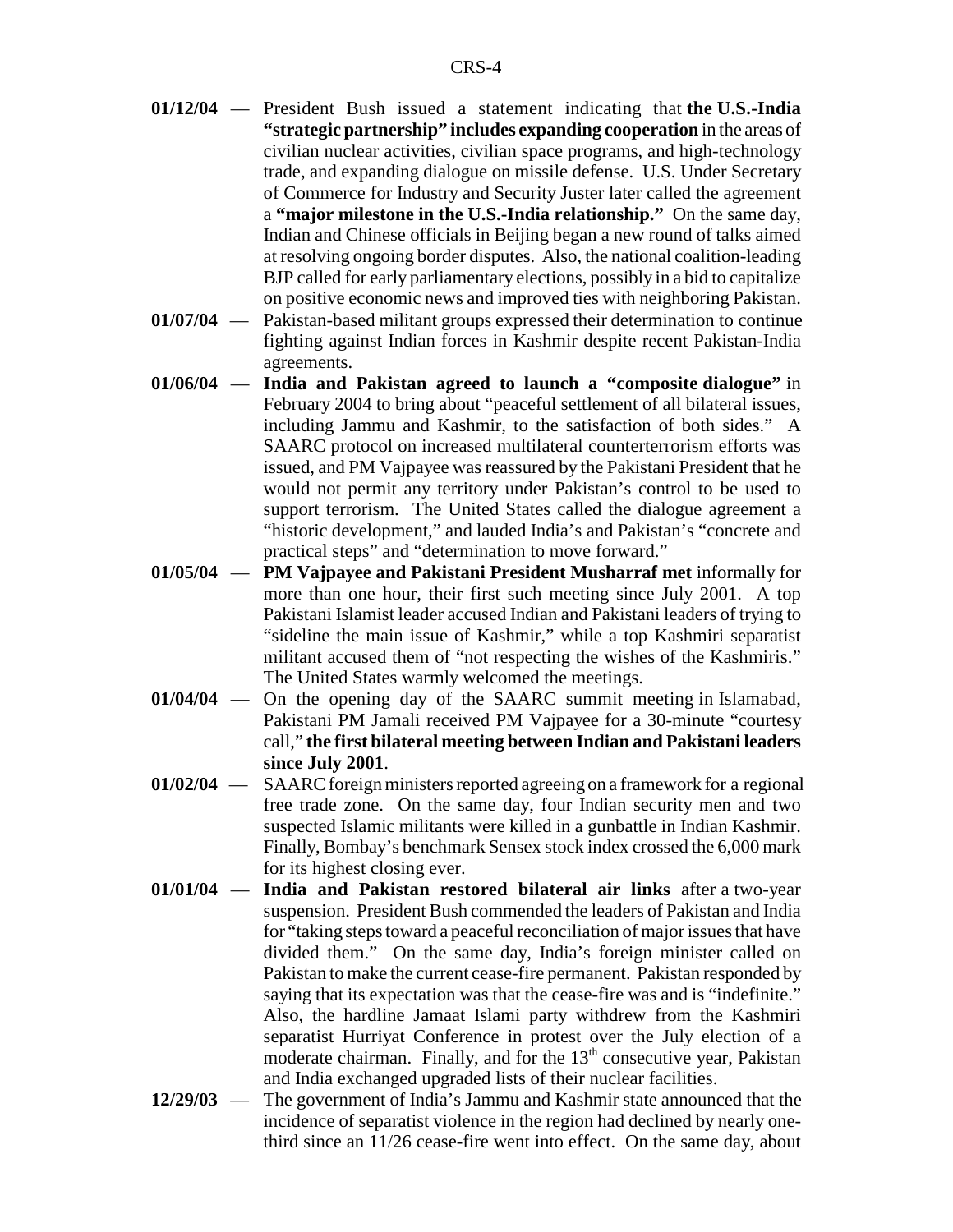**01/12/04** — President Bush issued a statement indicating that **the U.S.-India "strategic partnership" includes expanding cooperation** in the areas of civilian nuclear activities, civilian space programs, and high-technology trade, and expanding dialogue on missile defense. U.S. Under Secretary of Commerce for Industry and Security Juster later called the agreement a **"major milestone in the U.S.-India relationship."** On the same day, Indian and Chinese officials in Beijing began a new round of talks aimed at resolving ongoing border disputes. Also, the national coalition-leading BJP called for early parliamentary elections, possibly in a bid to capitalize on positive economic news and improved ties with neighboring Pakistan.

**01/07/04** — Pakistan-based militant groups expressed their determination to continue fighting against Indian forces in Kashmir despite recent Pakistan-India agreements.

**01/06/04** — **India and Pakistan agreed to launch a "composite dialogue"** in February 2004 to bring about "peaceful settlement of all bilateral issues, including Jammu and Kashmir, to the satisfaction of both sides." A SAARC protocol on increased multilateral counterterrorism efforts was issued, and PM Vajpayee was reassured by the Pakistani President that he would not permit any territory under Pakistan's control to be used to support terrorism. The United States called the dialogue agreement a "historic development," and lauded India's and Pakistan's "concrete and practical steps" and "determination to move forward."

**01/05/04** — **PM Vajpayee and Pakistani President Musharraf met** informally for more than one hour, their first such meeting since July 2001. A top Pakistani Islamist leader accused Indian and Pakistani leaders of trying to "sideline the main issue of Kashmir," while a top Kashmiri separatist militant accused them of "not respecting the wishes of the Kashmiris." The United States warmly welcomed the meetings.

**01/04/04** — On the opening day of the SAARC summit meeting in Islamabad, Pakistani PM Jamali received PM Vajpayee for a 30-minute "courtesy call," **the first bilateral meeting between Indian and Pakistani leaders since July 2001**.

**01/02/04** — SAARC foreign ministers reported agreeing on a framework for a regional free trade zone. On the same day, four Indian security men and two suspected Islamic militants were killed in a gunbattle in Indian Kashmir. Finally, Bombay's benchmark Sensex stock index crossed the 6,000 mark for its highest closing ever.

**01/01/04** — **India and Pakistan restored bilateral air links** after a two-year suspension. President Bush commended the leaders of Pakistan and India for "taking steps toward a peaceful reconciliation of major issues that have divided them." On the same day, India's foreign minister called on Pakistan to make the current cease-fire permanent. Pakistan responded by saying that its expectation was that the cease-fire was and is "indefinite." Also, the hardline Jamaat Islami party withdrew from the Kashmiri separatist Hurriyat Conference in protest over the July election of a moderate chairman. Finally, and for the 13th consecutive year, Pakistan and India exchanged upgraded lists of their nuclear facilities.

**12/29/03** — The government of India's Jammu and Kashmir state announced that the incidence of separatist violence in the region had declined by nearly one-third since an 11/26 cease-fire went into effect. On the same day, about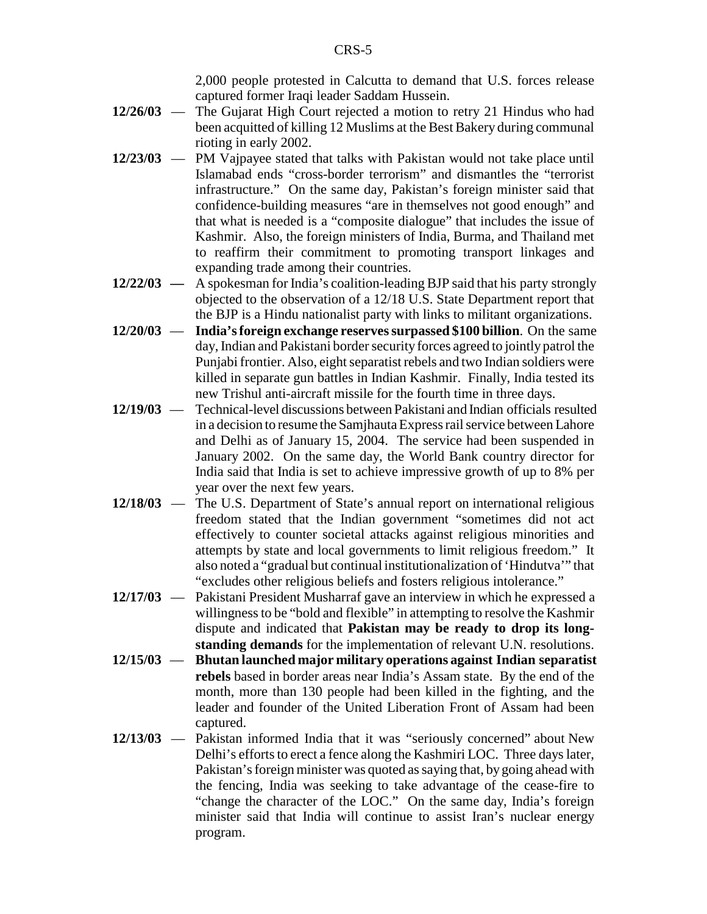2,000 people protested in Calcutta to demand that U.S. forces release captured former Iraqi leader Saddam Hussein.

**12/26/03** — The Gujarat High Court rejected a motion to retry 21 Hindus who had been acquitted of killing 12 Muslims at the Best Bakery during communal rioting in early 2002.

**12/23/03** — PM Vajpayee stated that talks with Pakistan would not take place until Islamabad ends "cross-border terrorism" and dismantles the "terrorist infrastructure." On the same day, Pakistan's foreign minister said that confidence-building measures "are in themselves not good enough" and that what is needed is a "composite dialogue" that includes the issue of Kashmir. Also, the foreign ministers of India, Burma, and Thailand met to reaffirm their commitment to promoting transport linkages and expanding trade among their countries.

**12/22/03** — A spokesman for India's coalition-leading BJP said that his party strongly objected to the observation of a 12/18 U.S. State Department report that the BJP is a Hindu nationalist party with links to militant organizations.

**12/20/03** — **India's foreign exchange reserves surpassed $100 billion**. On the same day, Indian and Pakistani border security forces agreed to jointly patrol the Punjabi frontier. Also, eight separatist rebels and two Indian soldiers were killed in separate gun battles in Indian Kashmir. Finally, India tested its new Trishul anti-aircraft missile for the fourth time in three days.

**12/19/03** — Technical-level discussions between Pakistani and Indian officials resulted in a decision to resume the Samjhauta Express rail service between Lahore and Delhi as of January 15, 2004. The service had been suspended in January 2002. On the same day, the World Bank country director for India said that India is set to achieve impressive growth of up to 8% per year over the next few years.

**12/18/03** — The U.S. Department of State's annual report on international religious freedom stated that the Indian government "sometimes did not act effectively to counter societal attacks against religious minorities and attempts by state and local governments to limit religious freedom." It also noted a "gradual but continual institutionalization of 'Hindutva'" that "excludes other religious beliefs and fosters religious intolerance."

**12/17/03** — Pakistani President Musharraf gave an interview in which he expressed a willingness to be "bold and flexible" in attempting to resolve the Kashmir dispute and indicated that **Pakistan may be ready to drop its long-standing demands** for the implementation of relevant U.N. resolutions.

**12/15/03** — **Bhutan launched major military operations against Indian separatist rebels** based in border areas near India's Assam state. By the end of the month, more than 130 people had been killed in the fighting, and the leader and founder of the United Liberation Front of Assam had been captured.

**12/13/03** — Pakistan informed India that it was "seriously concerned" about New Delhi's efforts to erect a fence along the Kashmiri LOC. Three days later, Pakistan's foreign minister was quoted as saying that, by going ahead with the fencing, India was seeking to take advantage of the cease-fire to "change the character of the LOC." On the same day, India's foreign minister said that India will continue to assist Iran's nuclear energy program.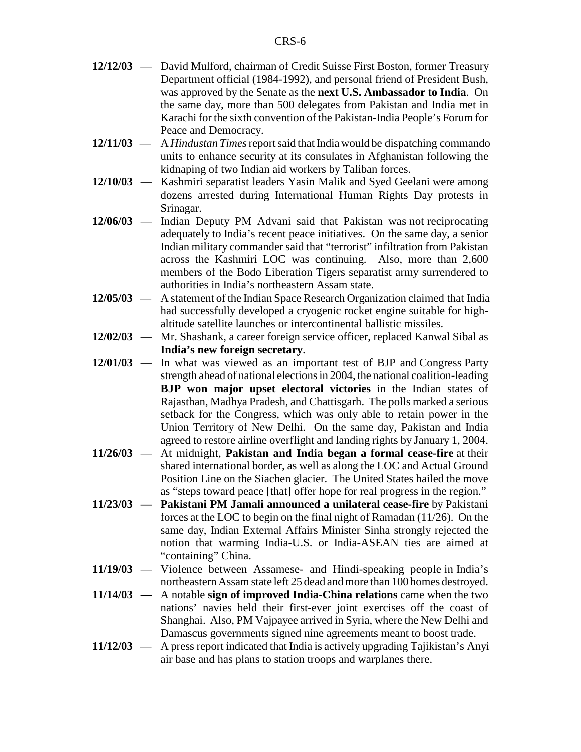**12/12/03** — David Mulford, chairman of Credit Suisse First Boston, former Treasury Department official (1984-1992), and personal friend of President Bush, was approved by the Senate as the **next U.S. Ambassador to India**. On the same day, more than 500 delegates from Pakistan and India met in Karachi for the sixth convention of the Pakistan-India People's Forum for Peace and Democracy.

**12/11/03** — A *Hindustan Times* report said that India would be dispatching commando units to enhance security at its consulates in Afghanistan following the kidnaping of two Indian aid workers by Taliban forces.

**12/10/03** — Kashmiri separatist leaders Yasin Malik and Syed Geelani were among dozens arrested during International Human Rights Day protests in Srinagar.

**12/06/03** — Indian Deputy PM Advani said that Pakistan was not reciprocating adequately to India's recent peace initiatives. On the same day, a senior Indian military commander said that "terrorist" infiltration from Pakistan across the Kashmiri LOC was continuing. Also, more than 2,600 members of the Bodo Liberation Tigers separatist army surrendered to authorities in India's northeastern Assam state.

**12/05/03** — A statement of the Indian Space Research Organization claimed that India had successfully developed a cryogenic rocket engine suitable for high-altitude satellite launches or intercontinental ballistic missiles.

**12/02/03** — Mr. Shashank, a career foreign service officer, replaced Kanwal Sibal as **India's new foreign secretary**.

**12/01/03** — In what was viewed as an important test of BJP and Congress Party strength ahead of national elections in 2004, the national coalition-leading **BJP won major upset electoral victories** in the Indian states of Rajasthan, Madhya Pradesh, and Chattisgarh. The polls marked a serious setback for the Congress, which was only able to retain power in the Union Territory of New Delhi. On the same day, Pakistan and India agreed to restore airline overflight and landing rights by January 1, 2004.

**11/26/03** — At midnight, **Pakistan and India began a formal cease-fire** at their shared international border, as well as along the LOC and Actual Ground Position Line on the Siachen glacier. The United States hailed the move as "steps toward peace [that] offer hope for real progress in the region."

**11/23/03 — Pakistani PM Jamali announced a unilateral cease-fire** by Pakistani forces at the LOC to begin on the final night of Ramadan (11/26). On the same day, Indian External Affairs Minister Sinha strongly rejected the notion that warming India-U.S. or India-ASEAN ties are aimed at "containing" China.

**11/19/03** — Violence between Assamese- and Hindi-speaking people in India's northeastern Assam state left 25 dead and more than 100 homes destroyed.

**11/14/03 —** A notable **sign of improved India-China relations** came when the two nations' navies held their first-ever joint exercises off the coast of Shanghai. Also, PM Vajpayee arrived in Syria, where the New Delhi and Damascus governments signed nine agreements meant to boost trade.

**11/12/03** — A press report indicated that India is actively upgrading Tajikistan's Anyi air base and has plans to station troops and warplanes there.